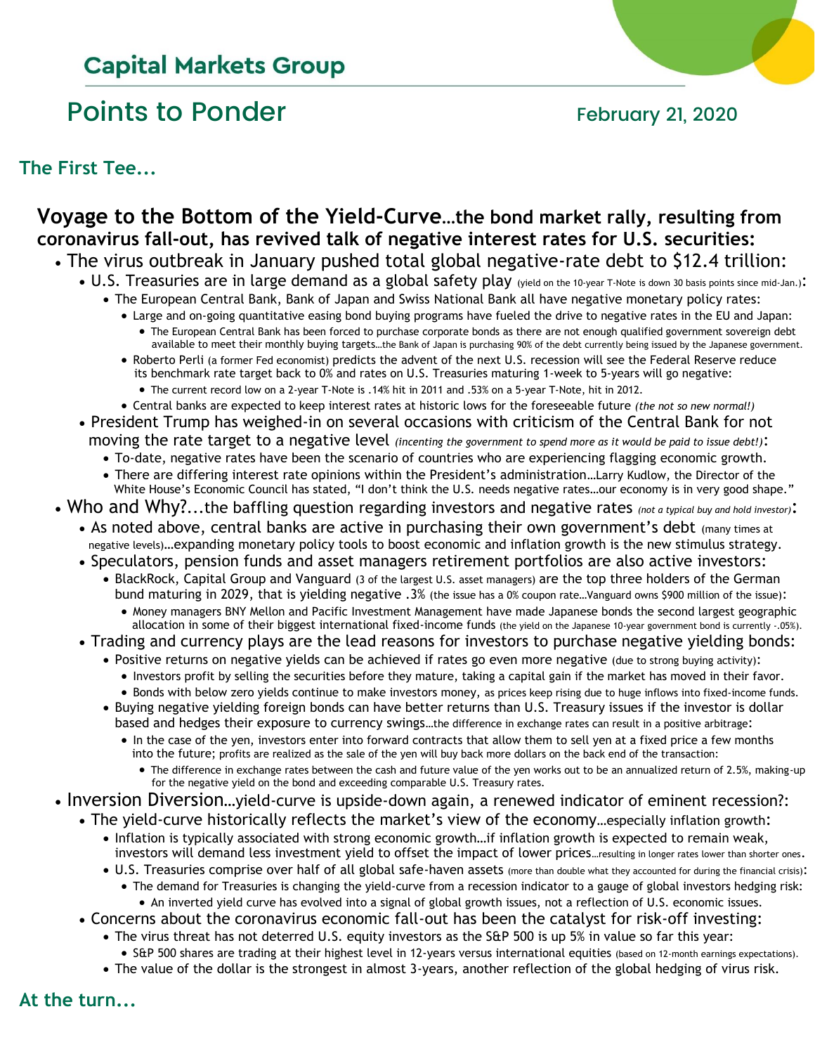## Capital Markets Group

# Points to Ponder

February 21, 2020

### The First Tee...

**Voyage to the Bottom of the Yield-Curve…the bond market rally, resulting from coronavirus fall-out, has revived talk of negative interest rates for U.S. securities:**

- The virus outbreak in January pushed total global negative-rate debt to $12.4 trillion:
  - U.S. Treasuries are in large demand as a global safety play (yield on the 10-year T-Note is down 30 basis points since mid-Jan.):
    - The European Central Bank, Bank of Japan and Swiss National Bank all have negative monetary policy rates:
      - Large and on-going quantitative easing bond buying programs have fueled the drive to negative rates in the EU and Japan:
        - The European Central Bank has been forced to purchase corporate bonds as there are not enough qualified government sovereign debt available to meet their monthly buying targets…the Bank of Japan is purchasing 90% of the debt currently being issued by the Japanese government.
      - Roberto Perli (a former Fed economist) predicts the advent of the next U.S. recession will see the Federal Reserve reduce its benchmark rate target back to 0% and rates on U.S. Treasuries maturing 1-week to 5-years will go negative:
        - The current record low on a 2-year T-Note is .14% hit in 2011 and .53% on a 5-year T-Note, hit in 2012.
      - Central banks are expected to keep interest rates at historic lows for the foreseeable future *(the not so new normal!)*
  - President Trump has weighed-in on several occasions with criticism of the Central Bank for not moving the rate target to a negative level *(incenting the government to spend more as it would be paid to issue debt!)*:
    - To-date, negative rates have been the scenario of countries who are experiencing flagging economic growth.
    - There are differing interest rate opinions within the President's administration…Larry Kudlow, the Director of the White House's Economic Council has stated, "I don't think the U.S. needs negative rates…our economy is in very good shape."
- Who and Why?...the baffling question regarding investors and negative rates *(not a typical buy and hold investor)*:
  - As noted above, central banks are active in purchasing their own government's debt (many times at negative levels)…expanding monetary policy tools to boost economic and inflation growth is the new stimulus strategy.
  - Speculators, pension funds and asset managers retirement portfolios are also active investors:
    - BlackRock, Capital Group and Vanguard (3 of the largest U.S. asset managers) are the top three holders of the German bund maturing in 2029, that is yielding negative .3% (the issue has a 0% coupon rate…Vanguard owns $900 million of the issue):
      - Money managers BNY Mellon and Pacific Investment Management have made Japanese bonds the second largest geographic allocation in some of their biggest international fixed-income funds (the yield on the Japanese 10-year government bond is currently -.05%).
  - Trading and currency plays are the lead reasons for investors to purchase negative yielding bonds:
    - Positive returns on negative yields can be achieved if rates go even more negative (due to strong buying activity):
      - Investors profit by selling the securities before they mature, taking a capital gain if the market has moved in their favor.
      - Bonds with below zero yields continue to make investors money, as prices keep rising due to huge inflows into fixed-income funds.
    - Buying negative yielding foreign bonds can have better returns than U.S. Treasury issues if the investor is dollar based and hedges their exposure to currency swings…the difference in exchange rates can result in a positive arbitrage:
      - In the case of the yen, investors enter into forward contracts that allow them to sell yen at a fixed price a few months into the future; profits are realized as the sale of the yen will buy back more dollars on the back end of the transaction:
        - The difference in exchange rates between the cash and future value of the yen works out to be an annualized return of 2.5%, making-up for the negative yield on the bond and exceeding comparable U.S. Treasury rates.
- Inversion Diversion…yield-curve is upside-down again, a renewed indicator of eminent recession?:
  - The yield-curve historically reflects the market's view of the economy…especially inflation growth:
    - Inflation is typically associated with strong economic growth…if inflation growth is expected to remain weak, investors will demand less investment yield to offset the impact of lower prices…resulting in longer rates lower than shorter ones.
    - U.S. Treasuries comprise over half of all global safe-haven assets (more than double what they accounted for during the financial crisis):
      - The demand for Treasuries is changing the yield-curve from a recession indicator to a gauge of global investors hedging risk:
        - An inverted yield curve has evolved into a signal of global growth issues, not a reflection of U.S. economic issues.
  - Concerns about the coronavirus economic fall-out has been the catalyst for risk-off investing:
    - The virus threat has not deterred U.S. equity investors as the S&P 500 is up 5% in value so far this year:
      - S&P 500 shares are trading at their highest level in 12-years versus international equities (based on 12-month earnings expectations).
    - The value of the dollar is the strongest in almost 3-years, another reflection of the global hedging of virus risk.

### At the turn...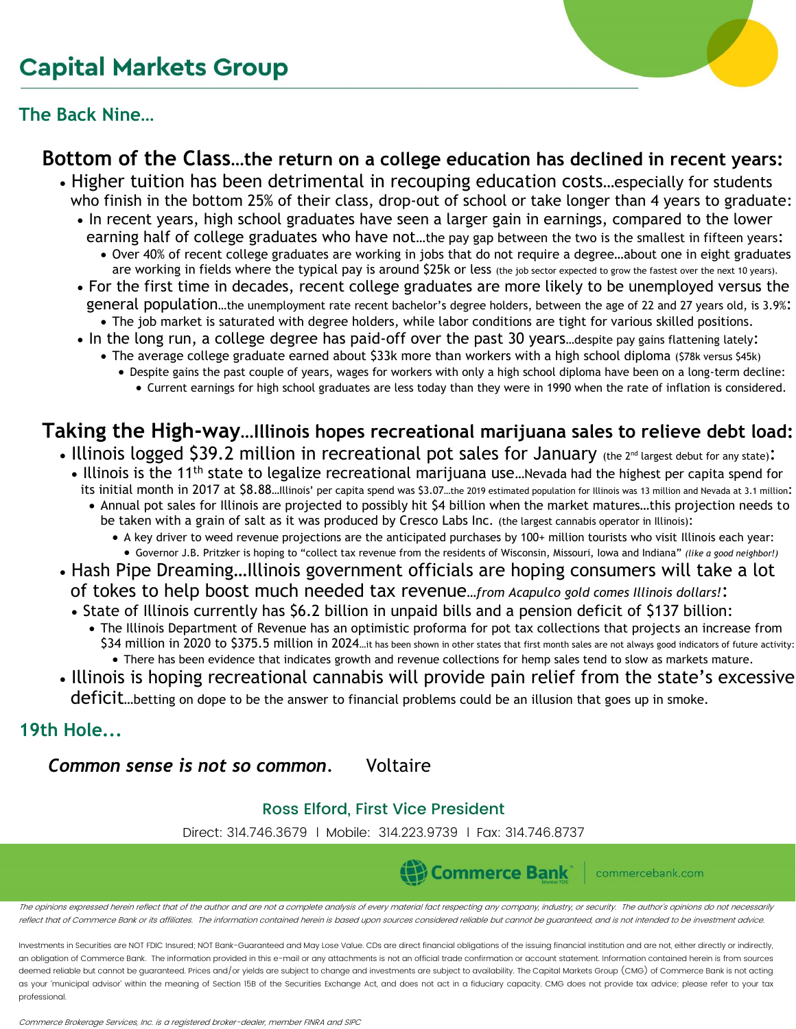## Capital Markets Group

### The Back Nine…

**Bottom of the Class…the return on a college education has declined in recent years:**

- Higher tuition has been detrimental in recouping education costs…especially for students who finish in the bottom 25% of their class, drop-out of school or take longer than 4 years to graduate:
  - In recent years, high school graduates have seen a larger gain in earnings, compared to the lower earning half of college graduates who have not…the pay gap between the two is the smallest in fifteen years:
    - Over 40% of recent college graduates are working in jobs that do not require a degree…about one in eight graduates are working in fields where the typical pay is around $25k or less (the job sector expected to grow the fastest over the next 10 years).
  - For the first time in decades, recent college graduates are more likely to be unemployed versus the general population…the unemployment rate recent bachelor's degree holders, between the age of 22 and 27 years old, is 3.9%:
    - The job market is saturated with degree holders, while labor conditions are tight for various skilled positions.
  - In the long run, a college degree has paid-off over the past 30 years…despite pay gains flattening lately:
    - The average college graduate earned about $33k more than workers with a high school diploma ($78k versus $45k)
      - Despite gains the past couple of years, wages for workers with only a high school diploma have been on a long-term decline:
        - Current earnings for high school graduates are less today than they were in 1990 when the rate of inflation is considered.

**Taking the High-way…Illinois hopes recreational marijuana sales to relieve debt load:**

- Illinois logged $39.2 million in recreational pot sales for January (the 2nd largest debut for any state):
  - Illinois is the 11th state to legalize recreational marijuana use…Nevada had the highest per capita spend for its initial month in 2017 at $8.88…Illinois' per capita spend was $3.07…the 2019 estimated population for Illinois was 13 million and Nevada at 3.1 million:
    - Annual pot sales for Illinois are projected to possibly hit $4 billion when the market matures…this projection needs to be taken with a grain of salt as it was produced by Cresco Labs Inc. (the largest cannabis operator in Illinois):
      - A key driver to weed revenue projections are the anticipated purchases by 100+ million tourists who visit Illinois each year:
        - Governor J.B. Pritzker is hoping to "collect tax revenue from the residents of Wisconsin, Missouri, Iowa and Indiana" *(like a good neighbor!)*
- Hash Pipe Dreaming…Illinois government officials are hoping consumers will take a lot of tokes to help boost much needed tax revenue…*from Acapulco gold comes Illinois dollars!*:
  - State of Illinois currently has $6.2 billion in unpaid bills and a pension deficit of $137 billion:
    - The Illinois Department of Revenue has an optimistic proforma for pot tax collections that projects an increase from $34 million in 2020 to $375.5 million in 2024…it has been shown in other states that first month sales are not always good indicators of future activity:
      - There has been evidence that indicates growth and revenue collections for hemp sales tend to slow as markets mature.
- Illinois is hoping recreational cannabis will provide pain relief from the state's excessive deficit…betting on dope to be the answer to financial problems could be an illusion that goes up in smoke.

### 19th Hole...

***Common sense is not so common.*** Voltaire

Ross Elford, First Vice President

Direct: 314.746.3679 | Mobile: 314.223.9739 | Fax: 314.746.8737

Commerce Bank | commercebank.com

*The opinions expressed herein reflect that of the author and are not a complete analysis of every material fact respecting any company, industry, or security. The author's opinions do not necessarily reflect that of Commerce Bank or its affiliates. The information contained herein is based upon sources considered reliable but cannot be guaranteed, and is not intended to be investment advice.*

Investments in Securities are NOT FDIC Insured; NOT Bank-Guaranteed and May Lose Value. CDs are direct financial obligations of the issuing financial institution and are not, either directly or indirectly, an obligation of Commerce Bank. The information provided in this e-mail or any attachments is not an official trade confirmation or account statement. Information contained herein is from sources deemed reliable but cannot be guaranteed. Prices and/or yields are subject to change and investments are subject to availability. The Capital Markets Group (CMG) of Commerce Bank is not acting as your 'municipal advisor' within the meaning of Section 15B of the Securities Exchange Act, and does not act in a fiduciary capacity. CMG does not provide tax advice; please refer to your tax professional.

*Commerce Brokerage Services, Inc. is a registered broker-dealer, member FINRA and SIPC*